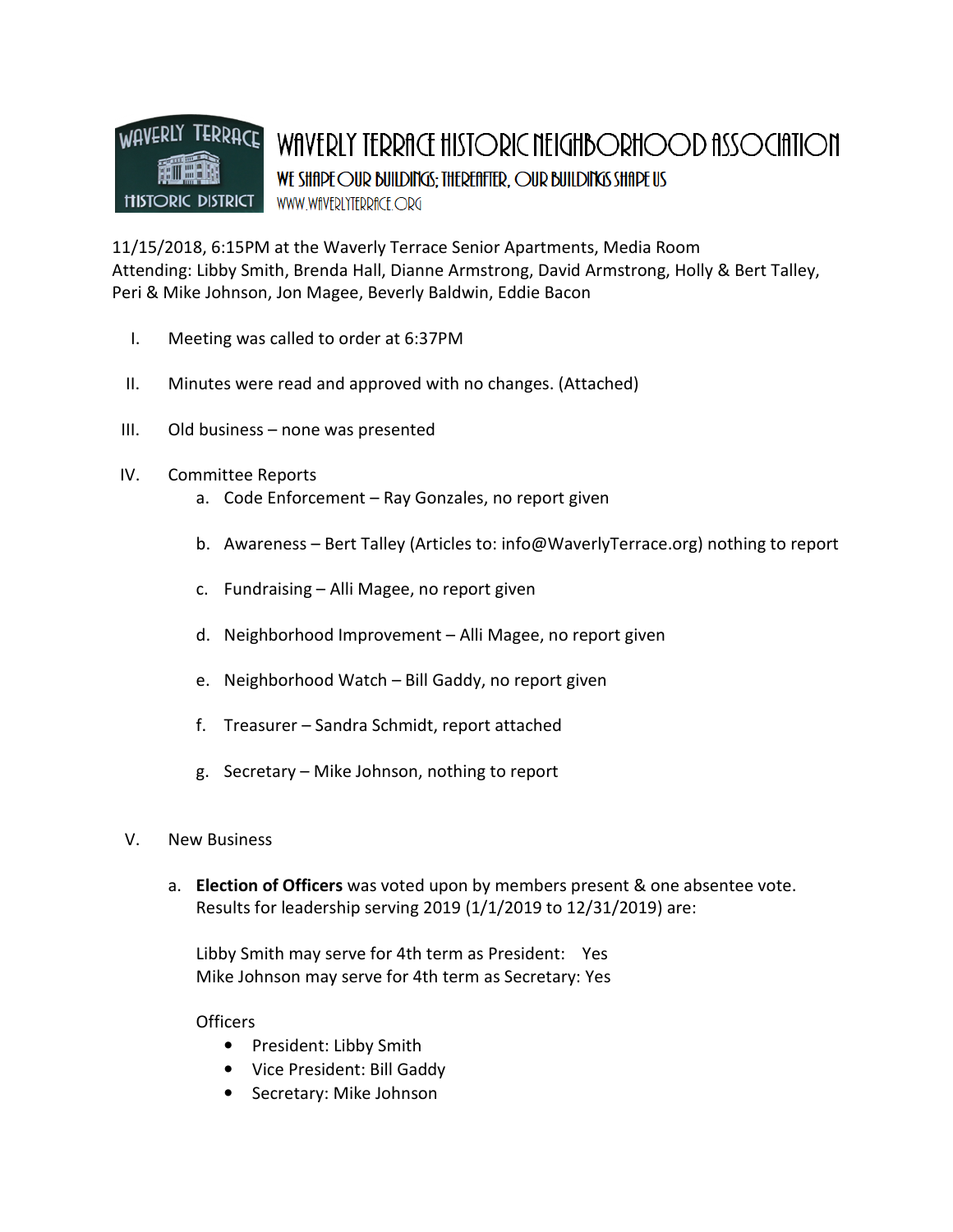# WAVERLY TERRACE HISTORIC NEIGHBORHOOD ASSOCIATION

WE SHAPE OUR BUILDINGS; THEREAFTER, OUR BUILDINGS SHAPE US

WWW.WAVERLYTERRACE.ORG

11/15/2018, 6:15PM at the Waverly Terrace Senior Apartments, Media Room
Attending: Libby Smith, Brenda Hall, Dianne Armstrong, David Armstrong, Holly & Bert Talley, Peri & Mike Johnson, Jon Magee, Beverly Baldwin, Eddie Bacon

I. Meeting was called to order at 6:37PM

II. Minutes were read and approved with no changes. (Attached)

III. Old business – none was presented

IV. Committee Reports
   a. Code Enforcement – Ray Gonzales, no report given
   b. Awareness – Bert Talley (Articles to: info@WaverlyTerrace.org) nothing to report
   c. Fundraising – Alli Magee, no report given
   d. Neighborhood Improvement – Alli Magee, no report given
   e. Neighborhood Watch – Bill Gaddy, no report given
   f. Treasurer – Sandra Schmidt, report attached
   g. Secretary – Mike Johnson, nothing to report

V. New Business

   a. **Election of Officers** was voted upon by members present & one absentee vote. Results for leadership serving 2019 (1/1/2019 to 12/31/2019) are:

      Libby Smith may serve for 4th term as President: Yes
      Mike Johnson may serve for 4th term as Secretary: Yes

      Officers
      - President: Libby Smith
      - Vice President: Bill Gaddy
      - Secretary: Mike Johnson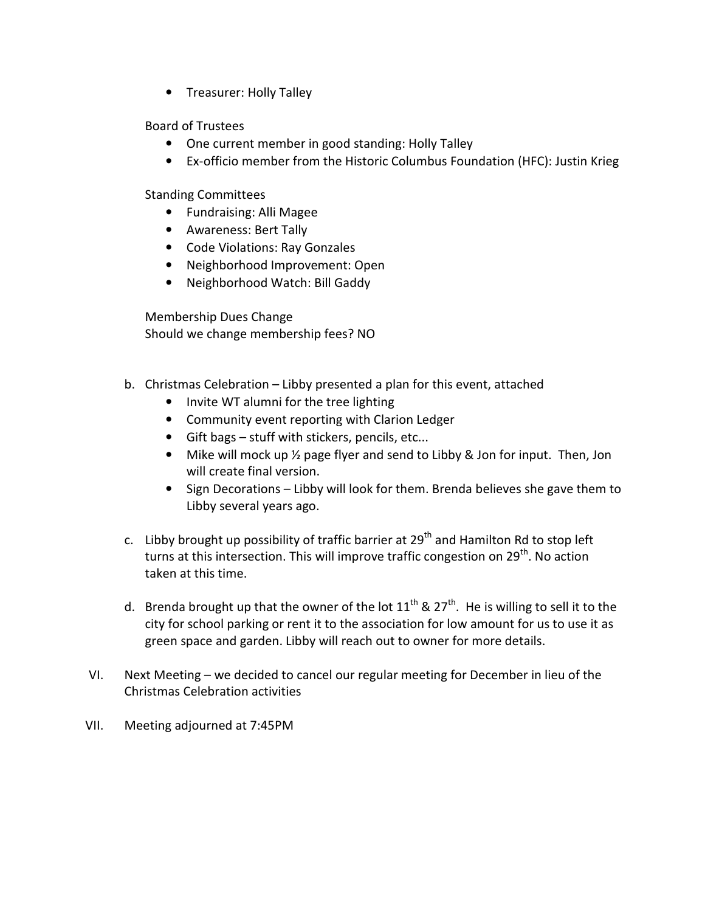- Treasurer: Holly Talley

Board of Trustees

- One current member in good standing: Holly Talley
- Ex-officio member from the Historic Columbus Foundation (HFC): Justin Krieg

Standing Committees

- Fundraising: Alli Magee
- Awareness: Bert Tally
- Code Violations: Ray Gonzales
- Neighborhood Improvement: Open
- Neighborhood Watch: Bill Gaddy

Membership Dues Change
Should we change membership fees? NO

b. Christmas Celebration – Libby presented a plan for this event, attached
   - Invite WT alumni for the tree lighting
   - Community event reporting with Clarion Ledger
   - Gift bags – stuff with stickers, pencils, etc...
   - Mike will mock up ½ page flyer and send to Libby & Jon for input. Then, Jon will create final version.
   - Sign Decorations – Libby will look for them. Brenda believes she gave them to Libby several years ago.

c. Libby brought up possibility of traffic barrier at 29th and Hamilton Rd to stop left turns at this intersection. This will improve traffic congestion on 29th. No action taken at this time.

d. Brenda brought up that the owner of the lot 11th & 27th. He is willing to sell it to the city for school parking or rent it to the association for low amount for us to use it as green space and garden. Libby will reach out to owner for more details.

VI. Next Meeting – we decided to cancel our regular meeting for December in lieu of the Christmas Celebration activities

VII. Meeting adjourned at 7:45PM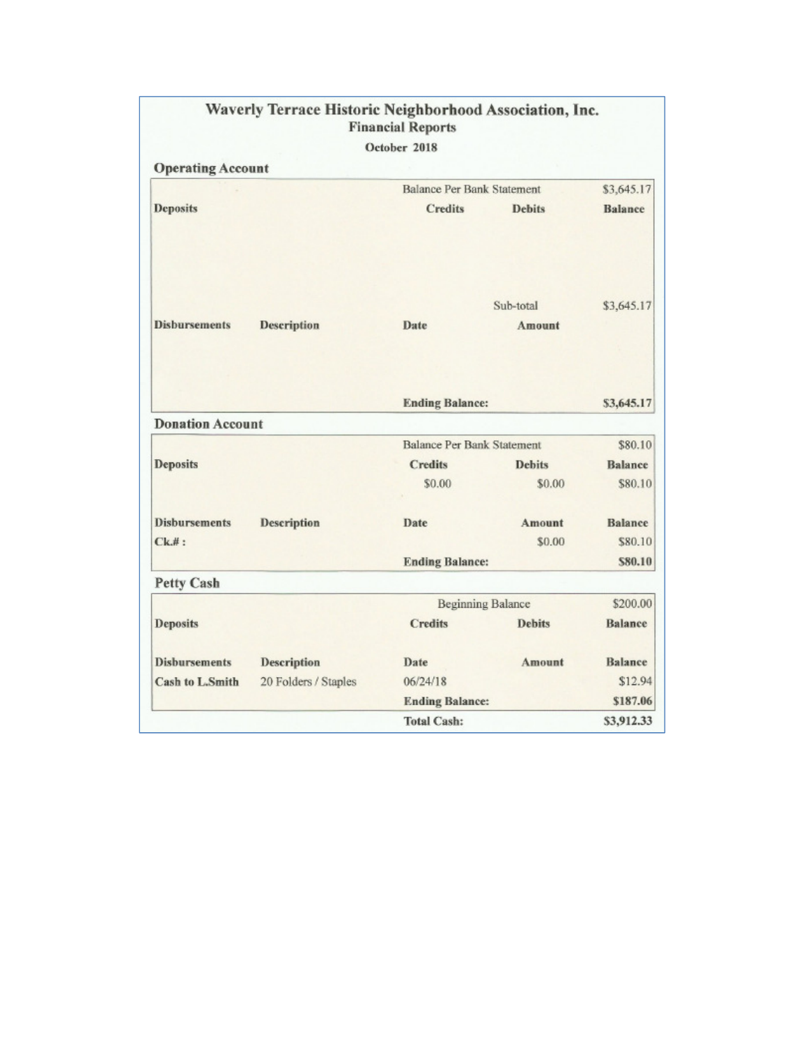# Waverly Terrace Historic Neighborhood Association, Inc.

## Financial Reports

**October 2018**

### Operating Account

| | | | | |
|---|---|---|---|---|
| | | Balance Per Bank Statement | | $3,645.17 |
| **Deposits** | | **Credits** | **Debits** | **Balance** |
| | | | Sub-total | $3,645.17 |
| **Disbursements** | **Description** | **Date** | **Amount** | |
| | | **Ending Balance:** | | **$3,645.17** |

### Donation Account

| | | | | |
|---|---|---|---|---|
| | | Balance Per Bank Statement | | $80.10 |
| **Deposits** | | **Credits** | **Debits** | **Balance** |
| | | $0.00 | $0.00 | $80.10 |
| **Disbursements** | **Description** | **Date** | **Amount** | **Balance** |
| **Ck.# :** | | | $0.00 | $80.10 |
| | | **Ending Balance:** | | **$80.10** |

### Petty Cash

| | | | | |
|---|---|---|---|---|
| | | Beginning Balance | | $200.00 |
| **Deposits** | | **Credits** | **Debits** | **Balance** |
| **Disbursements** | **Description** | **Date** | **Amount** | **Balance** |
| **Cash to L.Smith** | 20 Folders / Staples | 06/24/18 | | $12.94 |
| | | **Ending Balance:** | | **$187.06** |
| | | **Total Cash:** | | **$3,912.33** |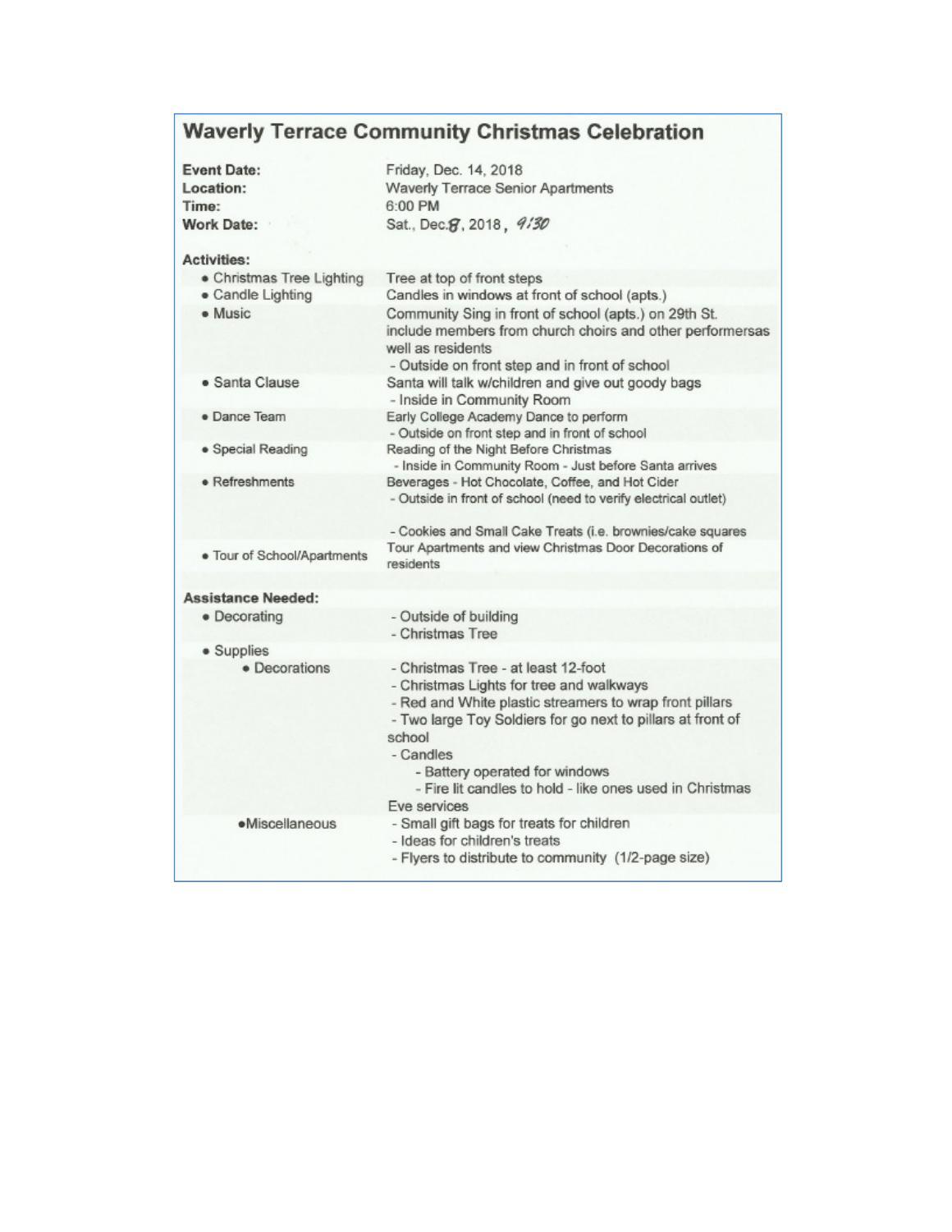# Waverly Terrace Community Christmas Celebration

**Event Date:** Friday, Dec. 14, 2018
**Location:** Waverly Terrace Senior Apartments
**Time:** 6:00 PM
**Work Date:** Sat., Dec. 8, 2018, 9:30

## Activities:

| Activity | Details |
|---|---|
| • Christmas Tree Lighting | Tree at top of front steps |
| • Candle Lighting | Candles in windows at front of school (apts.) |
| • Music | Community Sing in front of school (apts.) on 29th St. include members from church choirs and other performersas well as residents<br>- Outside on front step and in front of school |
| • Santa Clause | Santa will talk w/children and give out goody bags<br>- Inside in Community Room |
| • Dance Team | Early College Academy Dance to perform<br>- Outside on front step and in front of school |
| • Special Reading | Reading of the Night Before Christmas<br>- Inside in Community Room - Just before Santa arrives |
| • Refreshments | Beverages - Hot Chocolate, Coffee, and Hot Cider<br>- Outside in front of school (need to verify electrical outlet)<br><br>- Cookies and Small Cake Treats (i.e. brownies/cake squares |
| • Tour of School/Apartments | Tour Apartments and view Christmas Door Decorations of residents |

## Assistance Needed:

| Area | Details |
|---|---|
| • Decorating | - Outside of building<br>- Christmas Tree |
| • Supplies | |
| • Decorations | - Christmas Tree - at least 12-foot<br>- Christmas Lights for tree and walkways<br>- Red and White plastic streamers to wrap front pillars<br>- Two large Toy Soldiers for go next to pillars at front of school<br>- Candles<br>- Battery operated for windows<br>- Fire lit candles to hold - like ones used in Christmas Eve services |
| • Miscellaneous | - Small gift bags for treats for children<br>- Ideas for children's treats<br>- Flyers to distribute to community (1/2-page size) |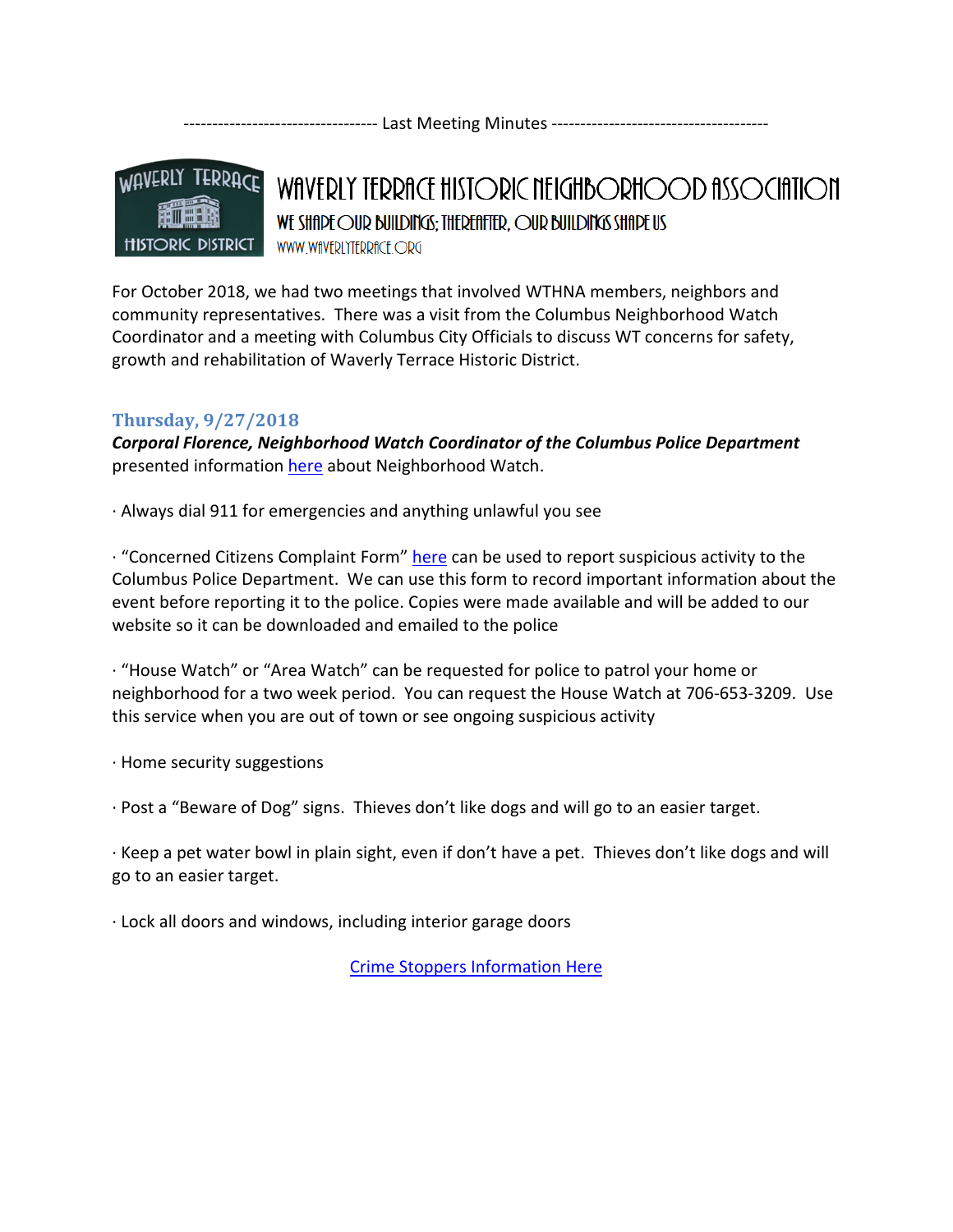---------------------------------- Last Meeting Minutes --------------------------------------

# WAVERLY TERRACE HISTORIC NEIGHBORHOOD ASSOCIATION

WE SHAPE OUR BUILDINGS; THEREAFTER, OUR BUILDINGS SHAPE US

WWW.WAVERLYTERRACE.ORG

For October 2018, we had two meetings that involved WTHNA members, neighbors and community representatives. There was a visit from the Columbus Neighborhood Watch Coordinator and a meeting with Columbus City Officials to discuss WT concerns for safety, growth and rehabilitation of Waverly Terrace Historic District.

## Thursday, 9/27/2018

***Corporal Florence, Neighborhood Watch Coordinator of the Columbus Police Department*** presented information here about Neighborhood Watch.

· Always dial 911 for emergencies and anything unlawful you see

· "Concerned Citizens Complaint Form" here can be used to report suspicious activity to the Columbus Police Department. We can use this form to record important information about the event before reporting it to the police. Copies were made available and will be added to our website so it can be downloaded and emailed to the police

· "House Watch" or "Area Watch" can be requested for police to patrol your home or neighborhood for a two week period. You can request the House Watch at 706-653-3209. Use this service when you are out of town or see ongoing suspicious activity

· Home security suggestions

· Post a "Beware of Dog" signs. Thieves don't like dogs and will go to an easier target.

· Keep a pet water bowl in plain sight, even if don't have a pet. Thieves don't like dogs and will go to an easier target.

· Lock all doors and windows, including interior garage doors

Crime Stoppers Information Here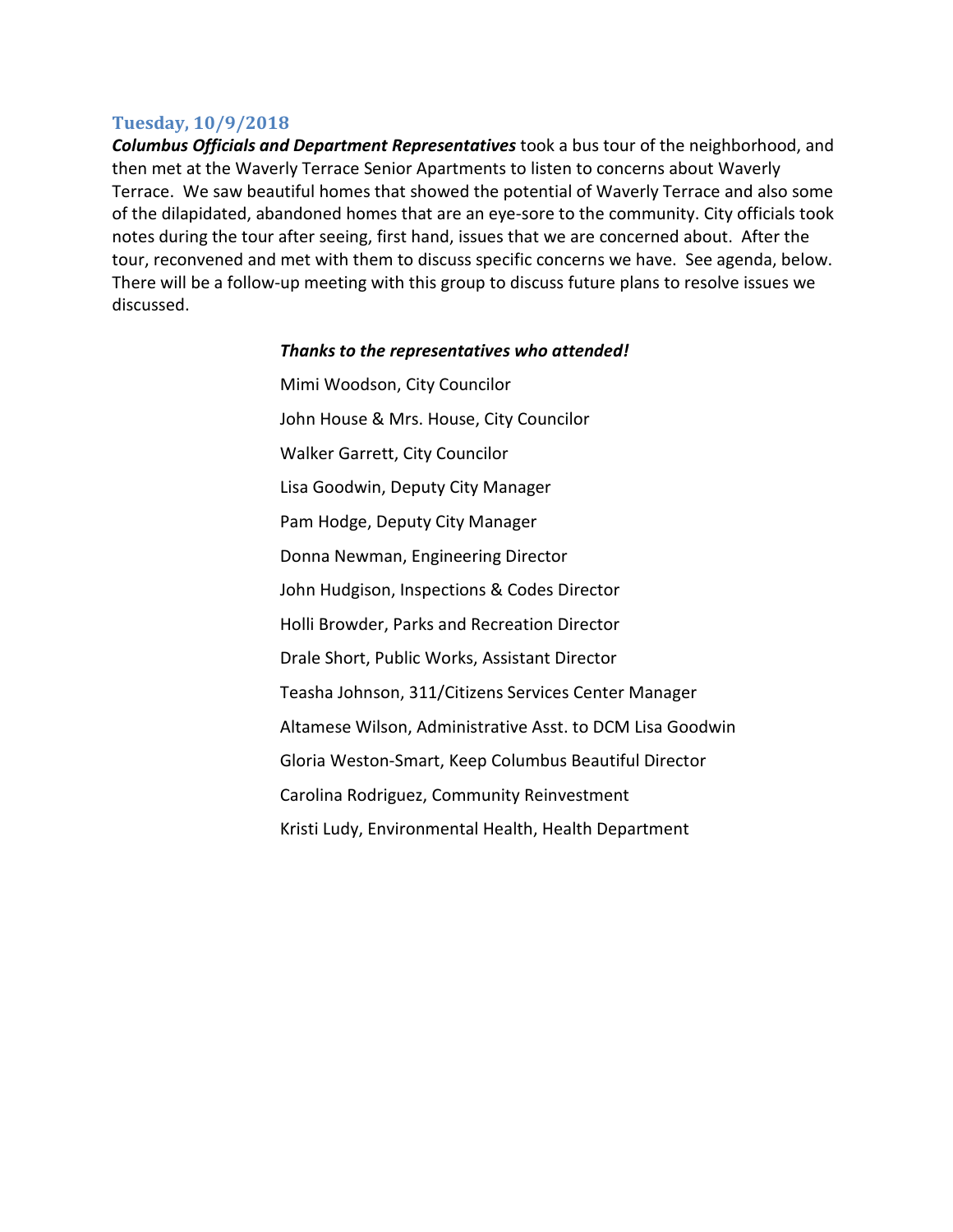### Tuesday, 10/9/2018

***Columbus Officials and Department Representatives*** took a bus tour of the neighborhood, and then met at the Waverly Terrace Senior Apartments to listen to concerns about Waverly Terrace. We saw beautiful homes that showed the potential of Waverly Terrace and also some of the dilapidated, abandoned homes that are an eye-sore to the community. City officials took notes during the tour after seeing, first hand, issues that we are concerned about. After the tour, reconvened and met with them to discuss specific concerns we have. See agenda, below. There will be a follow-up meeting with this group to discuss future plans to resolve issues we discussed.

***Thanks to the representatives who attended!***

Mimi Woodson, City Councilor

John House & Mrs. House, City Councilor

Walker Garrett, City Councilor

Lisa Goodwin, Deputy City Manager

Pam Hodge, Deputy City Manager

Donna Newman, Engineering Director

John Hudgison, Inspections & Codes Director

Holli Browder, Parks and Recreation Director

Drale Short, Public Works, Assistant Director

Teasha Johnson, 311/Citizens Services Center Manager

Altamese Wilson, Administrative Asst. to DCM Lisa Goodwin

Gloria Weston-Smart, Keep Columbus Beautiful Director

Carolina Rodriguez, Community Reinvestment

Kristi Ludy, Environmental Health, Health Department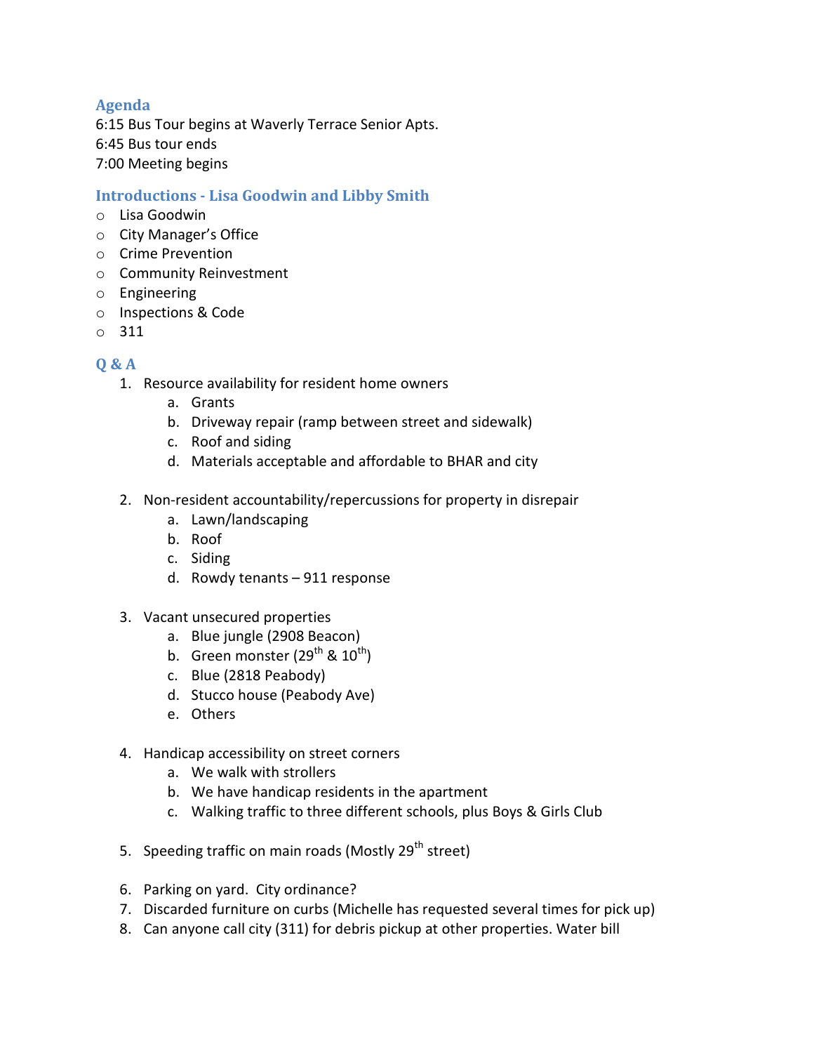## Agenda

6:15 Bus Tour begins at Waverly Terrace Senior Apts.
6:45 Bus tour ends
7:00 Meeting begins

## Introductions - Lisa Goodwin and Libby Smith

- Lisa Goodwin
- City Manager's Office
- Crime Prevention
- Community Reinvestment
- Engineering
- Inspections & Code
- 311

## Q & A

1. Resource availability for resident home owners
    a. Grants
    b. Driveway repair (ramp between street and sidewalk)
    c. Roof and siding
    d. Materials acceptable and affordable to BHAR and city

2. Non-resident accountability/repercussions for property in disrepair
    a. Lawn/landscaping
    b. Roof
    c. Siding
    d. Rowdy tenants – 911 response

3. Vacant unsecured properties
    a. Blue jungle (2908 Beacon)
    b. Green monster (29th & 10th)
    c. Blue (2818 Peabody)
    d. Stucco house (Peabody Ave)
    e. Others

4. Handicap accessibility on street corners
    a. We walk with strollers
    b. We have handicap residents in the apartment
    c. Walking traffic to three different schools, plus Boys & Girls Club

5. Speeding traffic on main roads (Mostly 29th street)

6. Parking on yard. City ordinance?
7. Discarded furniture on curbs (Michelle has requested several times for pick up)
8. Can anyone call city (311) for debris pickup at other properties. Water bill